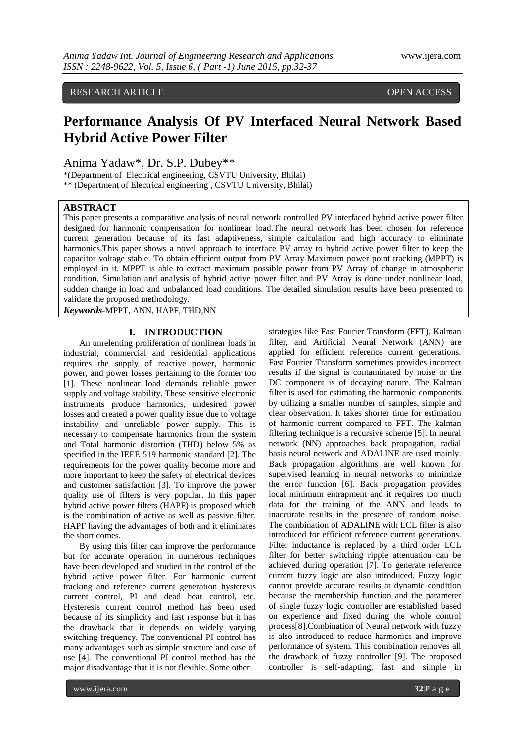RESEARCH ARTICLE OPEN ACCESS

# Performance Analysis Of PV Interfaced Neural Network Based Hybrid Active Power Filter

Anima Yadaw*, Dr. S.P. Dubey**

*(Department of Electrical engineering, CSVTU University, Bhilai)
** (Department of Electrical engineering , CSVTU University, Bhilai)

## ABSTRACT

This paper presents a comparative analysis of neural network controlled PV interfaced hybrid active power filter designed for harmonic compensation for nonlinear load.The neural network has been chosen for reference current generation because of its fast adaptiveness, simple calculation and high accuracy to eliminate harmonics.This paper shows a novel approach to interface PV array to hybrid active power filter to keep the capacitor voltage stable. To obtain efficient output from PV Array Maximum power point tracking (MPPT) is employed in it. MPPT is able to extract maximum possible power from PV Array of change in atmospheric condition. Simulation and analysis of hybrid active power filter and PV Array is done under nonlinear load, sudden change in load and unbalanced load conditions. The detailed simulation results have been presented to validate the proposed methodology.

***Keywords*-**MPPT, ANN, HAPF, THD,NN

## I. INTRODUCTION

An unrelenting proliferation of nonlinear loads in industrial, commercial and residential applications requires the supply of reactive power, harmonic power, and power losses pertaining to the former too [1]. These nonlinear load demands reliable power supply and voltage stability. These sensitive electronic instruments produce harmonics, undesired power losses and created a power quality issue due to voltage instability and unreliable power supply. This is necessary to compensate harmonics from the system and Total harmonic distortion (THD) below 5% as specified in the IEEE 519 harmonic standard [2]. The requirements for the power quality become more and more important to keep the safety of electrical devices and customer satisfaction [3]. To improve the power quality use of filters is very popular. In this paper hybrid active power filters (HAPF) is proposed which is the combination of active as well as passive filter. HAPF having the advantages of both and it eliminates the short comes.

By using this filter can improve the performance but for accurate operation in numerous techniques have been developed and studied in the control of the hybrid active power filter. For harmonic current tracking and reference current generation hysteresis current control, PI and dead beat control, etc. Hysteresis current control method has been used because of its simplicity and fast response but it has the drawback that it depends on widely varying switching frequency. The conventional PI control has many advantages such as simple structure and ease of use [4]. The conventional PI control method has the major disadvantage that it is not flexible. Some other strategies like Fast Fourier Transform (FFT), Kalman filter, and Artificial Neural Network (ANN) are applied for efficient reference current generations. Fast Fourier Transform sometimes provides incorrect results if the signal is contaminated by noise or the DC component is of decaying nature. The Kalman filter is used for estimating the harmonic components by utilizing a smaller number of samples, simple and clear observation. It takes shorter time for estimation of harmonic current compared to FFT. The kalman filtering technique is a recursive scheme [5]. In neural network (NN) approaches back propagation, radial basis neural network and ADALINE are used mainly. Back propagation algorithms are well known for supervised learning in neural networks to minimize the error function [6]. Back propagation provides local minimum entrapment and it requires too much data for the training of the ANN and leads to inaccurate results in the presence of random noise. The combination of ADALINE with LCL filter is also introduced for efficient reference current generations. Filter inductance is replaced by a third order LCL filter for better switching ripple attenuation can be achieved during operation [7]. To generate reference current fuzzy logic are also introduced. Fuzzy logic cannot provide accurate results at dynamic condition because the membership function and the parameter of single fuzzy logic controller are established based on experience and fixed during the whole control process[8].Combination of Neural network with fuzzy is also introduced to reduce harmonics and improve performance of system. This combination removes all the drawback of fuzzy controller [9]. The proposed controller is self-adapting, fast and simple in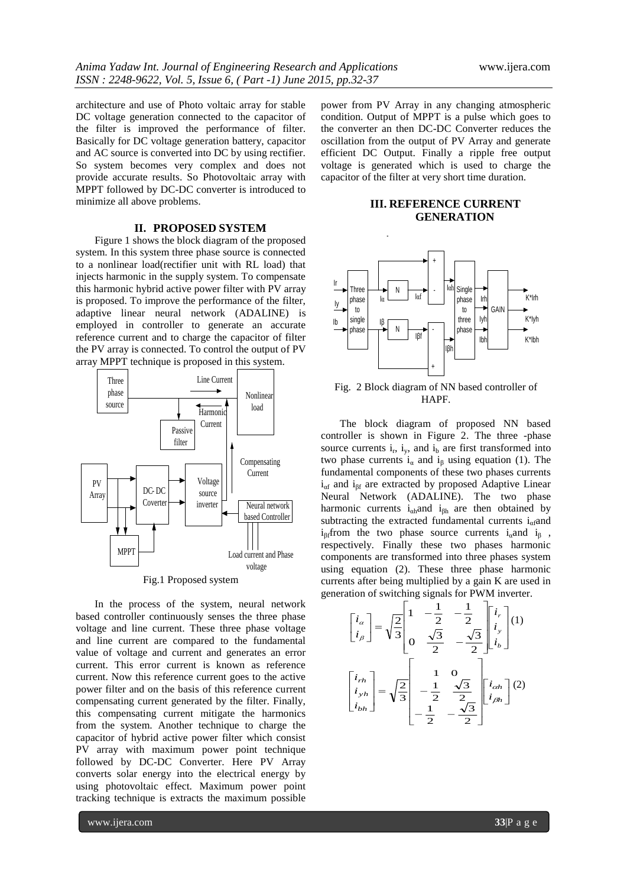architecture and use of Photo voltaic array for stable DC voltage generation connected to the capacitor of the filter is improved the performance of filter. Basically for DC voltage generation battery, capacitor and AC source is converted into DC by using rectifier. So system becomes very complex and does not provide accurate results. So Photovoltaic array with MPPT followed by DC-DC converter is introduced to minimize all above problems.

## II. PROPOSED SYSTEM

Figure 1 shows the block diagram of the proposed system. In this system three phase source is connected to a nonlinear load(rectifier unit with RL load) that injects harmonic in the supply system. To compensate this harmonic hybrid active power filter with PV array is proposed. To improve the performance of the filter, adaptive linear neural network (ADALINE) is employed in controller to generate an accurate reference current and to charge the capacitor of filter the PV array is connected. To control the output of PV array MPPT technique is proposed in this system.

Three phase source
Line Current
Nonlinear load
Harmonic Current
Passive filter
Compensating Current
PV Array
DC-DC Coverter
Voltage source inverter
Neural network based Controller
MPPT
Load current and Phase voltage

Fig.1 Proposed system

In the process of the system, neural network based controller continuously senses the three phase voltage and line current. These three phase voltage and line current are compared to the fundamental value of voltage and current and generates an error current. This error current is known as reference current. Now this reference current goes to the active power filter and on the basis of this reference current compensating current generated by the filter. Finally, this compensating current mitigate the harmonics from the system. Another technique to charge the capacitor of hybrid active power filter which consist PV array with maximum power point technique followed by DC-DC Converter. Here PV Array converts solar energy into the electrical energy by using photovoltaic effect. Maximum power point tracking technique is extracts the maximum possible power from PV Array in any changing atmospheric condition. Output of MPPT is a pulse which goes to the converter an then DC-DC Converter reduces the oscillation from the output of PV Array and generate efficient DC Output. Finally a ripple free output voltage is generated which is used to charge the capacitor of the filter at very short time duration.

## III. REFERENCE CURRENT GENERATION

Ir
Iy
Ib
Three phase to single phase
N
N
Iα
Iβ
Iαf
Iβf
Iαh
Iβh
Single phase to three phase
Irh
Iyh
Ibh
GAIN
K*Irh
K*Iyh
K*Ibh

Fig. 2 Block diagram of NN based controller of HAPF.

The block diagram of proposed NN based controller is shown in Figure 2. The three -phase source currents $i_r$, $i_y$, and $i_b$ are first transformed into two phase currents $i_\alpha$ and $i_\beta$ using equation (1). The fundamental components of these two phases currents $i_{\alpha f}$ and $i_{\beta f}$ are extracted by proposed Adaptive Linear Neural Network (ADALINE). The two phase harmonic currents $i_{\alpha h}$and $i_{\beta h}$ are then obtained by subtracting the extracted fundamental currents $i_{\alpha f}$and $i_{\beta f}$from the two phase source currents $i_\alpha$and $i_\beta$ , respectively. Finally these two phases harmonic components are transformed into three phases system using equation (2). These three phase harmonic currents after being multiplied by a gain K are used in generation of switching signals for PWM inverter.

$$\begin{bmatrix} i_\alpha \\ i_\beta \end{bmatrix} = \sqrt{\frac{2}{3}} \begin{bmatrix} 1 & -\frac{1}{2} & -\frac{1}{2} \\ 0 & \frac{\sqrt{3}}{2} & -\frac{\sqrt{3}}{2} \end{bmatrix} \begin{bmatrix} i_r \\ i_y \\ i_b \end{bmatrix} \quad (1)$$

$$\begin{bmatrix} i_{rh} \\ i_{yh} \\ i_{bh} \end{bmatrix} = \sqrt{\frac{2}{3}} \begin{bmatrix} 1 & 0 \\ -\frac{1}{2} & \frac{\sqrt{3}}{2} \\ -\frac{1}{2} & -\frac{\sqrt{3}}{2} \end{bmatrix} \begin{bmatrix} i_{\alpha h} \\ i_{\beta h} \end{bmatrix} \quad (2)$$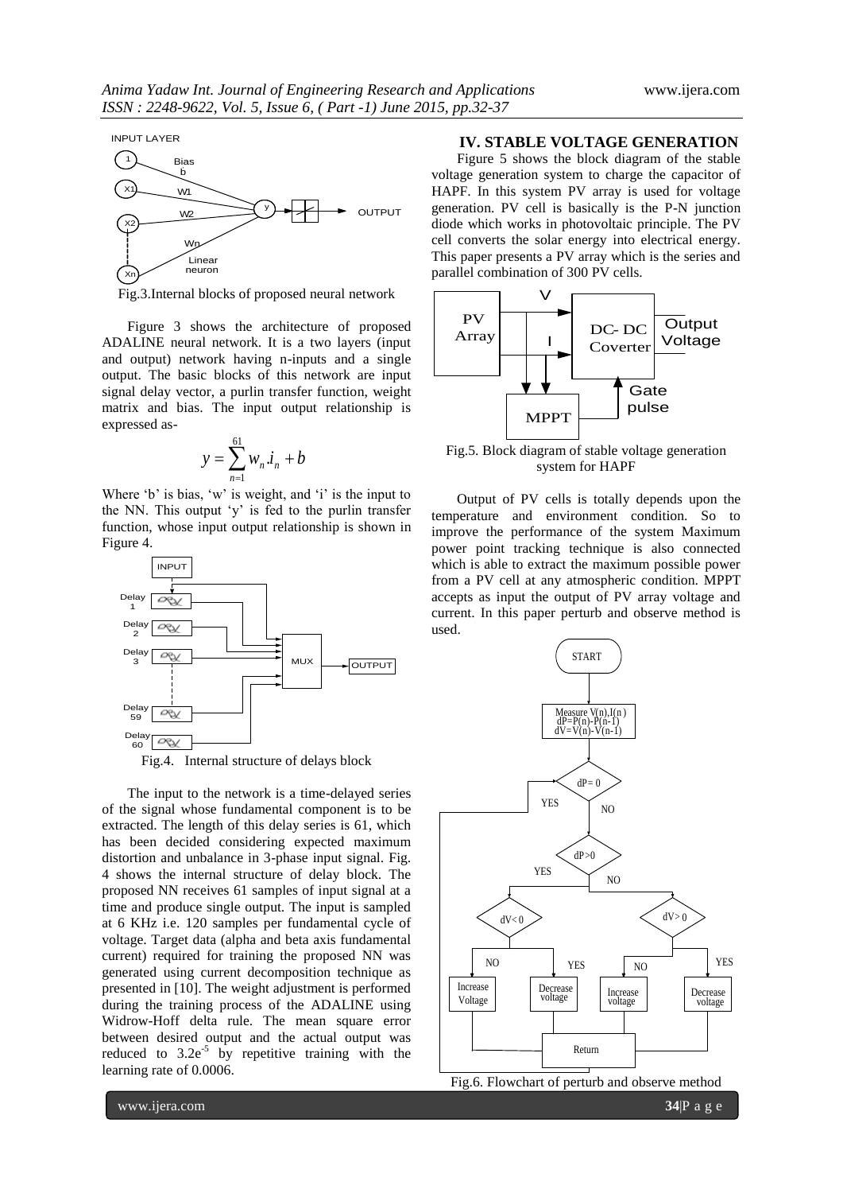INPUT LAYER

1

X1

X2

Xn

Bias
b

W1

W2

Wn

Linear
neuron

y

OUTPUT

Fig.3.Internal blocks of proposed neural network

Figure 3 shows the architecture of proposed ADALINE neural network. It is a two layers (input and output) network having n-inputs and a single output. The basic blocks of this network are input signal delay vector, a purlin transfer function, weight matrix and bias. The input output relationship is expressed as-

$$y = \sum_{n=1}^{61} w_n . i_n + b$$

Where 'b' is bias, 'w' is weight, and 'i' is the input to the NN. This output 'y' is fed to the purlin transfer function, whose input output relationship is shown in Figure 4.

INPUT

Delay 1

Delay 2

Delay 3

Delay 59

Delay 60

MUX

OUTPUT

Fig.4. Internal structure of delays block

The input to the network is a time-delayed series of the signal whose fundamental component is to be extracted. The length of this delay series is 61, which has been decided considering expected maximum distortion and unbalance in 3-phase input signal. Fig. 4 shows the internal structure of delay block. The proposed NN receives 61 samples of input signal at a time and produce single output. The input is sampled at 6 KHz i.e. 120 samples per fundamental cycle of voltage. Target data (alpha and beta axis fundamental current) required for training the proposed NN was generated using current decomposition technique as presented in [10]. The weight adjustment is performed during the training process of the ADALINE using Widrow-Hoff delta rule. The mean square error between desired output and the actual output was reduced to $3.2e^{-5}$ by repetitive training with the learning rate of 0.0006.

## IV. STABLE VOLTAGE GENERATION

Figure 5 shows the block diagram of the stable voltage generation system to charge the capacitor of HAPF. In this system PV array is used for voltage generation. PV cell is basically is the P-N junction diode which works in photovoltaic principle. The PV cell converts the solar energy into electrical energy. This paper presents a PV array which is the series and parallel combination of 300 PV cells.

PV Array

V

I

DC- DC Coverter

Output Voltage

Gate pulse

MPPT

Fig.5. Block diagram of stable voltage generation system for HAPF

Output of PV cells is totally depends upon the temperature and environment condition. So to improve the performance of the system Maximum power point tracking technique is also connected which is able to extract the maximum possible power from a PV cell at any atmospheric condition. MPPT accepts as input the output of PV array voltage and current. In this paper perturb and observe method is used.

START

Measure V(n),I(n)
dP=P(n)-P(n-1)
dV=V(n)-V(n-1)

dP= 0

YES

NO

dP>0

YES

NO

dV< 0

dV> 0

NO

YES

NO

YES

Increase Voltage

Decrease voltage

Increase voltage

Decrease voltage

Return

Fig.6. Flowchart of perturb and observe method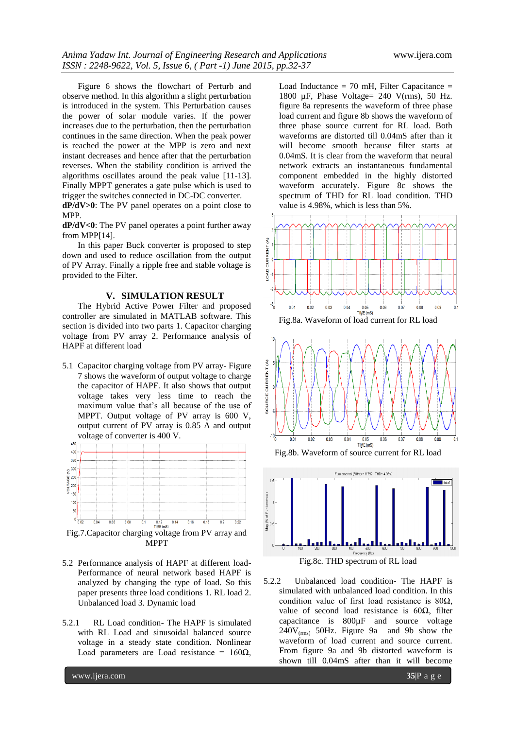Figure 6 shows the flowchart of Perturb and observe method. In this algorithm a slight perturbation is introduced in the system. This Perturbation causes the power of solar module varies. If the power increases due to the perturbation, then the perturbation continues in the same direction. When the peak power is reached the power at the MPP is zero and next instant decreases and hence after that the perturbation reverses. When the stability condition is arrived the algorithms oscillates around the peak value [11-13]. Finally MPPT generates a gate pulse which is used to trigger the switches connected in DC-DC converter.

**dP/dV>0**: The PV panel operates on a point close to MPP.

**dP/dV<0**: The PV panel operates a point further away from MPP[14].

In this paper Buck converter is proposed to step down and used to reduce oscillation from the output of PV Array. Finally a ripple free and stable voltage is provided to the Filter.

## V. SIMULATION RESULT

The Hybrid Active Power Filter and proposed controller are simulated in MATLAB software. This section is divided into two parts 1. Capacitor charging voltage from PV array 2. Performance analysis of HAPF at different load

5.1 Capacitor charging voltage from PV array- Figure 7 shows the waveform of output voltage to charge the capacitor of HAPF. It also shows that output voltage takes very less time to reach the maximum value that's all because of the use of MPPT. Output voltage of PV array is 600 V, output current of PV array is 0.85 A and output voltage of converter is 400 V.

VOLTAGE (V)
TIME (mS)

Fig.7.Capacitor charging voltage from PV array and MPPT

5.2 Performance analysis of HAPF at different load- Performance of neural network based HAPF is analyzed by changing the type of load. So this paper presents three load conditions 1. RL load 2. Unbalanced load 3. Dynamic load

5.2.1 RL Load condition- The HAPF is simulated with RL Load and sinusoidal balanced source voltage in a steady state condition. Nonlinear Load parameters are Load resistance = 160Ω, Load Inductance = 70 mH, Filter Capacitance = 1800 µF, Phase Voltage= 240 V(rms), 50 Hz. figure 8a represents the waveform of three phase load current and figure 8b shows the waveform of three phase source current for RL load. Both waveforms are distorted till 0.04mS after than it will become smooth because filter starts at 0.04mS. It is clear from the waveform that neural network extracts an instantaneous fundamental component embedded in the highly distorted waveform accurately. Figure 8c shows the spectrum of THD for RL load condition. THD value is 4.98%, which is less than 5%.

LOAD CURRENT (A)
TIME (mS)

Fig.8a. Waveform of load current for RL load

SOURCE CURRENT (A)
TIME (mS)

Fig.8b. Waveform of source current for RL load

Fundamental (50Hz) = 6.792 , THD= 4.98%
Mag (% of Fundamental)
Frequency (Hz)
data1

Fig.8c. THD spectrum of RL load

5.2.2 Unbalanced load condition- The HAPF is simulated with unbalanced load condition. In this condition value of first load resistance is 80Ω, value of second load resistance is 60Ω, filter capacitance is 800µF and source voltage $240V_{(rms)}$ 50Hz. Figure 9a and 9b show the waveform of load current and source current. From figure 9a and 9b distorted waveform is shown till 0.04mS after than it will become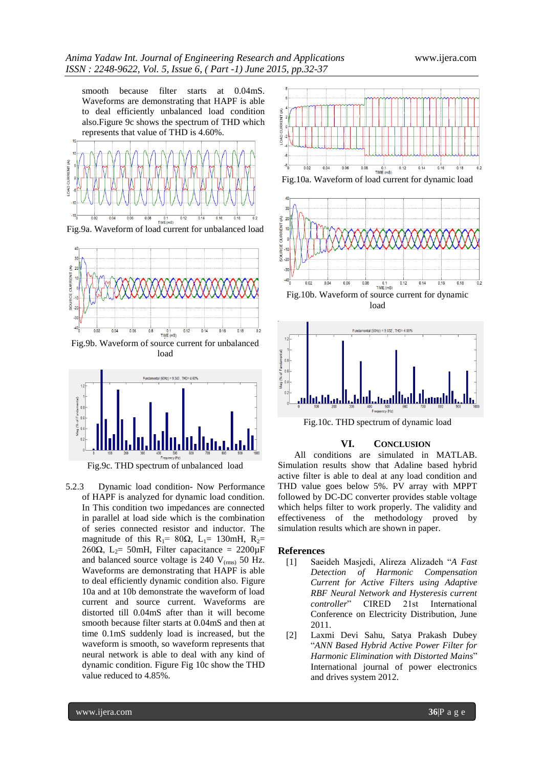smooth because filter starts at 0.04mS. Waveforms are demonstrating that HAPF is able to deal efficiently unbalanced load condition also.Figure 9c shows the spectrum of THD which represents that value of THD is 4.60%.

Fig.9a. Waveform of load current for unbalanced load

Fig.9b. Waveform of source current for unbalanced load

Fundamental (60Hz) = 9.343 , THD= 4.60%

Fig.9c. THD spectrum of unbalanced load

5.2.3 Dynamic load condition- Now Performance of HAPF is analyzed for dynamic load condition. In This condition two impedances are connected in parallel at load side which is the combination of series connected resistor and inductor. The magnitude of this $R_1$= 80Ω, $L_1$= 130mH, $R_2$= 260Ω, $L_2$= 50mH, Filter capacitance = 2200µF and balanced source voltage is 240 $V_{(rms)}$ 50 Hz. Waveforms are demonstrating that HAPF is able to deal efficiently dynamic condition also. Figure 10a and at 10b demonstrate the waveform of load current and source current. Waveforms are distorted till 0.04mS after than it will become smooth because filter starts at 0.04mS and then at time 0.1mS suddenly load is increased, but the waveform is smooth, so waveform represents that neural network is able to deal with any kind of dynamic condition. Figure Fig 10c show the THD value reduced to 4.85%.

Fig.10a. Waveform of load current for dynamic load

Fig.10b. Waveform of source current for dynamic load

Fundamental (50Hz) = 9.832 , THD= 4.85%

Fig.10c. THD spectrum of dynamic load

## VI. Conclusion

All conditions are simulated in MATLAB. Simulation results show that Adaline based hybrid active filter is able to deal with any load condition and THD value goes below 5%. PV array with MPPT followed by DC-DC converter provides stable voltage which helps filter to work properly. The validity and effectiveness of the methodology proved by simulation results which are shown in paper.

## References

[1] Saeideh Masjedi, Alireza Alizadeh "*A Fast Detection of Harmonic Compensation Current for Active Filters using Adaptive RBF Neural Network and Hysteresis current controller*" CIRED 21st International Conference on Electricity Distribution, June 2011.

[2] Laxmi Devi Sahu, Satya Prakash Dubey "*ANN Based Hybrid Active Power Filter for Harmonic Elimination with Distorted Mains*" International journal of power electronics and drives system 2012.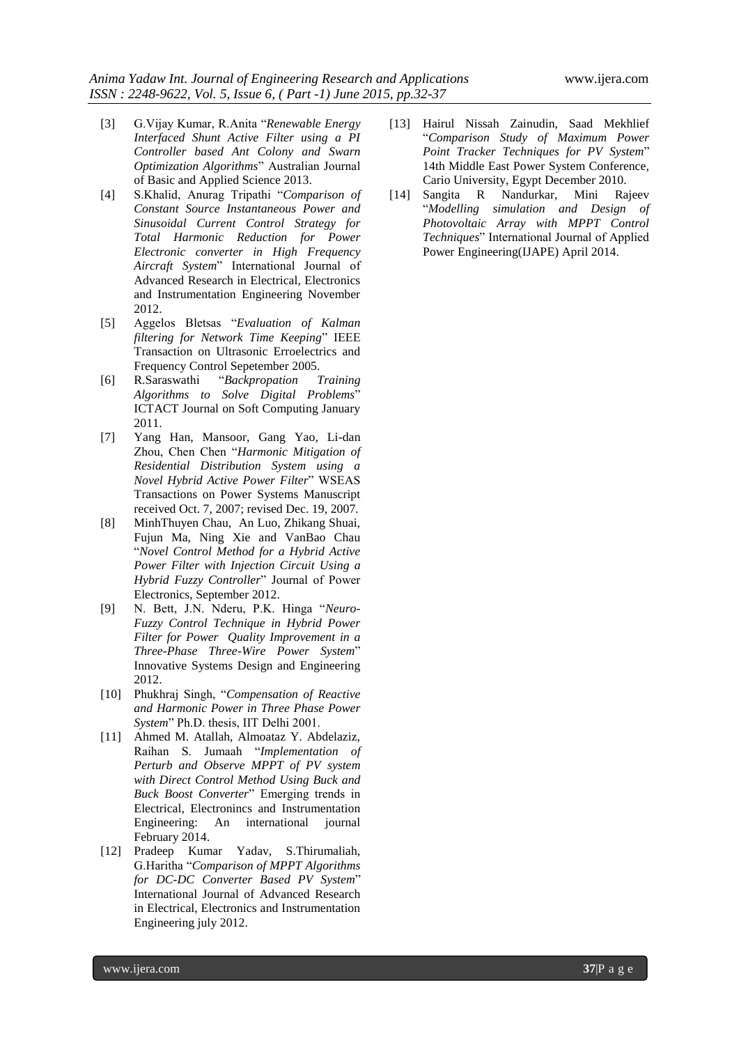[3] G.Vijay Kumar, R.Anita "*Renewable Energy Interfaced Shunt Active Filter using a PI Controller based Ant Colony and Swarn Optimization Algorithms*" Australian Journal of Basic and Applied Science 2013.

[4] S.Khalid, Anurag Tripathi "*Comparison of Constant Source Instantaneous Power and Sinusoidal Current Control Strategy for Total Harmonic Reduction for Power Electronic converter in High Frequency Aircraft System*" International Journal of Advanced Research in Electrical, Electronics and Instrumentation Engineering November 2012.

[5] Aggelos Bletsas "*Evaluation of Kalman filtering for Network Time Keeping*" IEEE Transaction on Ultrasonic Erroelectrics and Frequency Control Sepetember 2005.

[6] R.Saraswathi "*Backpropation Training Algorithms to Solve Digital Problems*" ICTACT Journal on Soft Computing January 2011.

[7] Yang Han, Mansoor, Gang Yao, Li-dan Zhou, Chen Chen "*Harmonic Mitigation of Residential Distribution System using a Novel Hybrid Active Power Filter*" WSEAS Transactions on Power Systems Manuscript received Oct. 7, 2007; revised Dec. 19, 2007.

[8] MinhThuyen Chau, An Luo, Zhikang Shuai, Fujun Ma, Ning Xie and VanBao Chau "*Novel Control Method for a Hybrid Active Power Filter with Injection Circuit Using a Hybrid Fuzzy Controller*" Journal of Power Electronics, September 2012.

[9] N. Bett, J.N. Nderu, P.K. Hinga "*Neuro-Fuzzy Control Technique in Hybrid Power Filter for Power Quality Improvement in a Three-Phase Three-Wire Power System*" Innovative Systems Design and Engineering 2012.

[10] Phukhraj Singh, "*Compensation of Reactive and Harmonic Power in Three Phase Power System*" Ph.D. thesis, IIT Delhi 2001.

[11] Ahmed M. Atallah, Almoataz Y. Abdelaziz, Raihan S. Jumaah "*Implementation of Perturb and Observe MPPT of PV system with Direct Control Method Using Buck and Buck Boost Converter*" Emerging trends in Electrical, Electronincs and Instrumentation Engineering: An international journal February 2014.

[12] Pradeep Kumar Yadav, S.Thirumaliah, G.Haritha "*Comparison of MPPT Algorithms for DC-DC Converter Based PV System*" International Journal of Advanced Research in Electrical, Electronics and Instrumentation Engineering july 2012.

[13] Hairul Nissah Zainudin, Saad Mekhlief "*Comparison Study of Maximum Power Point Tracker Techniques for PV System*" 14th Middle East Power System Conference, Cario University, Egypt December 2010.

[14] Sangita R Nandurkar, Mini Rajeev "*Modelling simulation and Design of Photovoltaic Array with MPPT Control Techniques*" International Journal of Applied Power Engineering(IJAPE) April 2014.